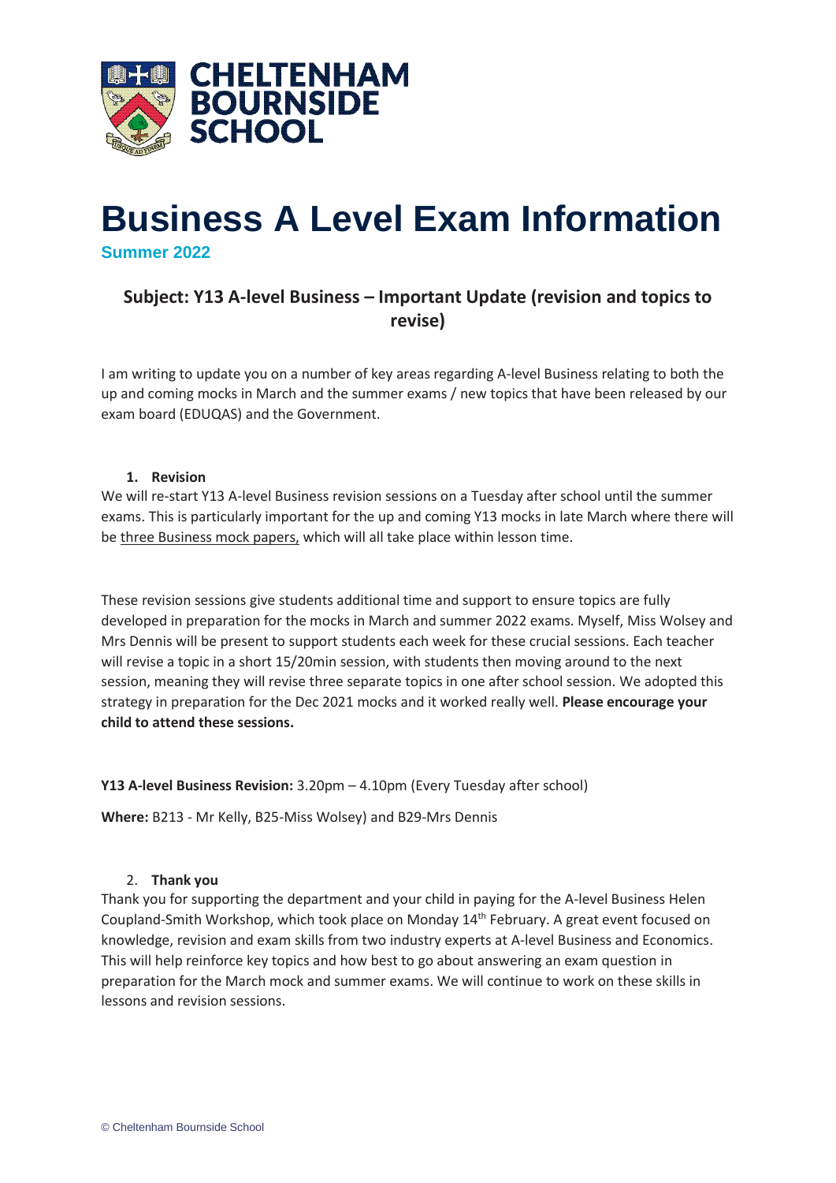# Business A Level Exam Information

**Summer 2022**

## Subject: Y13 A-level Business – Important Update (revision and topics to revise)

I am writing to update you on a number of key areas regarding A-level Business relating to both the up and coming mocks in March and the summer exams / new topics that have been released by our exam board (EDUQAS) and the Government.

1. **Revision**

We will re-start Y13 A-level Business revision sessions on a Tuesday after school until the summer exams. This is particularly important for the up and coming Y13 mocks in late March where there will be three Business mock papers, which will all take place within lesson time.

These revision sessions give students additional time and support to ensure topics are fully developed in preparation for the mocks in March and summer 2022 exams. Myself, Miss Wolsey and Mrs Dennis will be present to support students each week for these crucial sessions. Each teacher will revise a topic in a short 15/20min session, with students then moving around to the next session, meaning they will revise three separate topics in one after school session. We adopted this strategy in preparation for the Dec 2021 mocks and it worked really well. **Please encourage your child to attend these sessions.**

**Y13 A-level Business Revision:** 3.20pm – 4.10pm (Every Tuesday after school)

**Where:** B213 - Mr Kelly, B25-Miss Wolsey) and B29-Mrs Dennis

2. **Thank you**

Thank you for supporting the department and your child in paying for the A-level Business Helen Coupland-Smith Workshop, which took place on Monday 14th February. A great event focused on knowledge, revision and exam skills from two industry experts at A-level Business and Economics. This will help reinforce key topics and how best to go about answering an exam question in preparation for the March mock and summer exams. We will continue to work on these skills in lessons and revision sessions.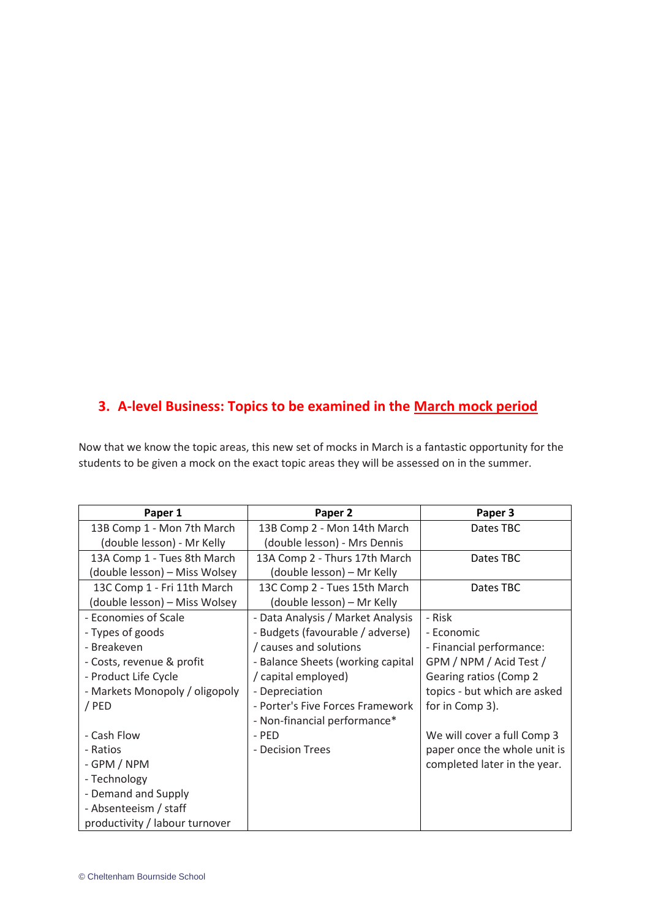## 3. A-level Business: Topics to be examined in the March mock period

Now that we know the topic areas, this new set of mocks in March is a fantastic opportunity for the students to be given a mock on the exact topic areas they will be assessed on in the summer.

| Paper 1 | Paper 2 | Paper 3 |
|---|---|---|
| 13B Comp 1 - Mon 7th March (double lesson) - Mr Kelly | 13B Comp 2 - Mon 14th March (double lesson) - Mrs Dennis | Dates TBC |
| 13A Comp 1 - Tues 8th March (double lesson) – Miss Wolsey | 13A Comp 2 - Thurs 17th March (double lesson) – Mr Kelly | Dates TBC |
| 13C Comp 1 - Fri 11th March (double lesson) – Miss Wolsey | 13C Comp 2 - Tues 15th March (double lesson) – Mr Kelly | Dates TBC |
| - Economies of Scale<br>- Types of goods<br>- Breakeven<br>- Costs, revenue & profit<br>- Product Life Cycle<br>- Markets Monopoly / oligopoly / PED<br><br>- Cash Flow<br>- Ratios<br>- GPM / NPM<br>- Technology<br>- Demand and Supply<br>- Absenteeism / staff productivity / labour turnover | - Data Analysis / Market Analysis<br>- Budgets (favourable / adverse) / causes and solutions<br>- Balance Sheets (working capital / capital employed)<br>- Depreciation<br>- Porter's Five Forces Framework<br>- Non-financial performance*<br>- PED<br>- Decision Trees | - Risk<br>- Economic<br>- Financial performance: GPM / NPM / Acid Test / Gearing ratios (Comp 2 topics - but which are asked for in Comp 3).<br><br>We will cover a full Comp 3 paper once the whole unit is completed later in the year. |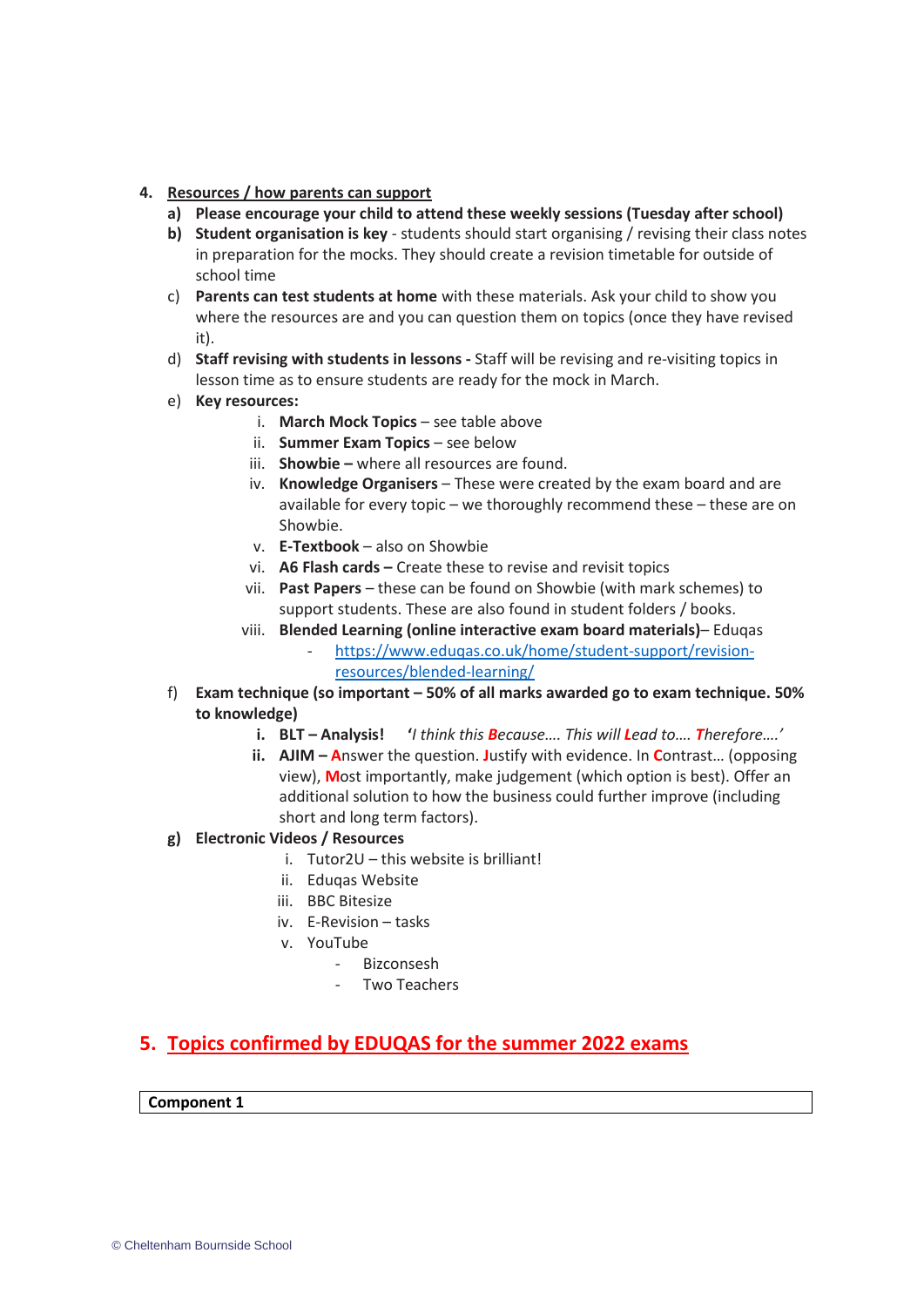## 4. Resources / how parents can support

a) **Please encourage your child to attend these weekly sessions (Tuesday after school)**

b) **Student organisation is key** - students should start organising / revising their class notes in preparation for the mocks. They should create a revision timetable for outside of school time

c) **Parents can test students at home** with these materials. Ask your child to show you where the resources are and you can question them on topics (once they have revised it).

d) **Staff revising with students in lessons -** Staff will be revising and re-visiting topics in lesson time as to ensure students are ready for the mock in March.

e) **Key resources:**

   i. **March Mock Topics** – see table above
   ii. **Summer Exam Topics** – see below
   iii. **Showbie –** where all resources are found.
   iv. **Knowledge Organisers** – These were created by the exam board and are available for every topic – we thoroughly recommend these – these are on Showbie.
   v. **E-Textbook** – also on Showbie
   vi. **A6 Flash cards –** Create these to revise and revisit topics
   vii. **Past Papers** – these can be found on Showbie (with mark schemes) to support students. These are also found in student folders / books.
   viii. **Blended Learning (online interactive exam board materials)**– Eduqas
      - https://www.eduqas.co.uk/home/student-support/revision-resources/blended-learning/

f) **Exam technique (so important – 50% of all marks awarded go to exam technique. 50% to knowledge)**

   i. **BLT – Analysis!** ‘*I think this **B**ecause…. This will **L**ead to…. **T**herefore….’*
   ii. **AJIM –** **A**nswer the question. **J**ustify with evidence. In **C**ontrast… (opposing view), **M**ost importantly, make judgement (which option is best). Offer an additional solution to how the business could further improve (including short and long term factors).

g) **Electronic Videos / Resources**

   i. Tutor2U – this website is brilliant!
   ii. Eduqas Website
   iii. BBC Bitesize
   iv. E-Revision – tasks
   v. YouTube
      - Bizconsesh
      - Two Teachers

## 5. Topics confirmed by EDUQAS for the summer 2022 exams

| Component 1 |
| --- |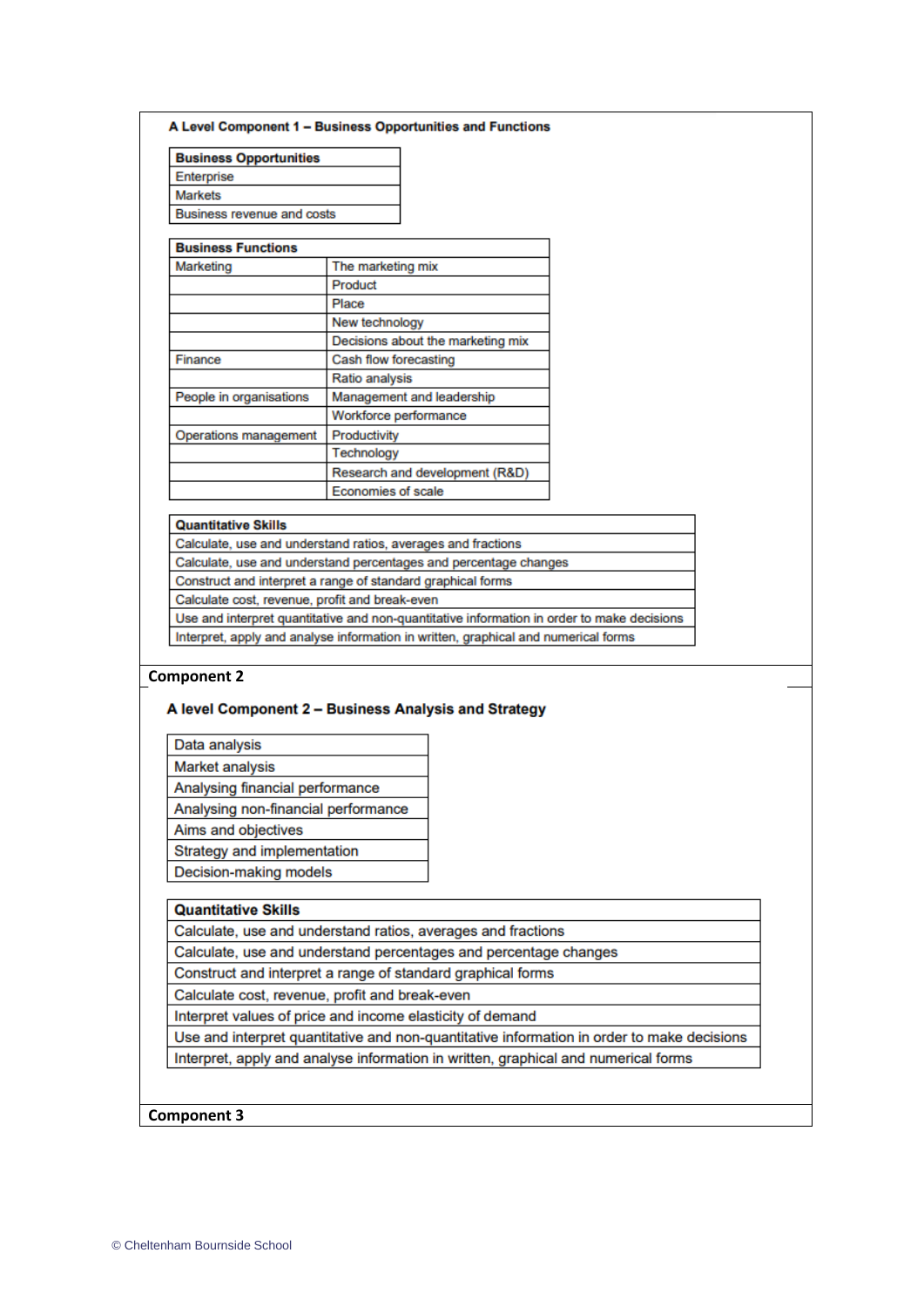### A Level Component 1 – Business Opportunities and Functions

| Business Opportunities |
| --- |
| Enterprise |
| Markets |
| Business revenue and costs |

| Business Functions | |
| --- | --- |
| Marketing | The marketing mix |
| | Product |
| | Place |
| | New technology |
| | Decisions about the marketing mix |
| Finance | Cash flow forecasting |
| | Ratio analysis |
| People in organisations | Management and leadership |
| | Workforce performance |
| Operations management | Productivity |
| | Technology |
| | Research and development (R&D) |
| | Economies of scale |

| Quantitative Skills |
| --- |
| Calculate, use and understand ratios, averages and fractions |
| Calculate, use and understand percentages and percentage changes |
| Construct and interpret a range of standard graphical forms |
| Calculate cost, revenue, profit and break-even |
| Use and interpret quantitative and non-quantitative information in order to make decisions |
| Interpret, apply and analyse information in written, graphical and numerical forms |

## Component 2

### A level Component 2 – Business Analysis and Strategy

| Data analysis |
| --- |
| Market analysis |
| Analysing financial performance |
| Analysing non-financial performance |
| Aims and objectives |
| Strategy and implementation |
| Decision-making models |

| Quantitative Skills |
| --- |
| Calculate, use and understand ratios, averages and fractions |
| Calculate, use and understand percentages and percentage changes |
| Construct and interpret a range of standard graphical forms |
| Calculate cost, revenue, profit and break-even |
| Interpret values of price and income elasticity of demand |
| Use and interpret quantitative and non-quantitative information in order to make decisions |
| Interpret, apply and analyse information in written, graphical and numerical forms |

## Component 3

© Cheltenham Bournside School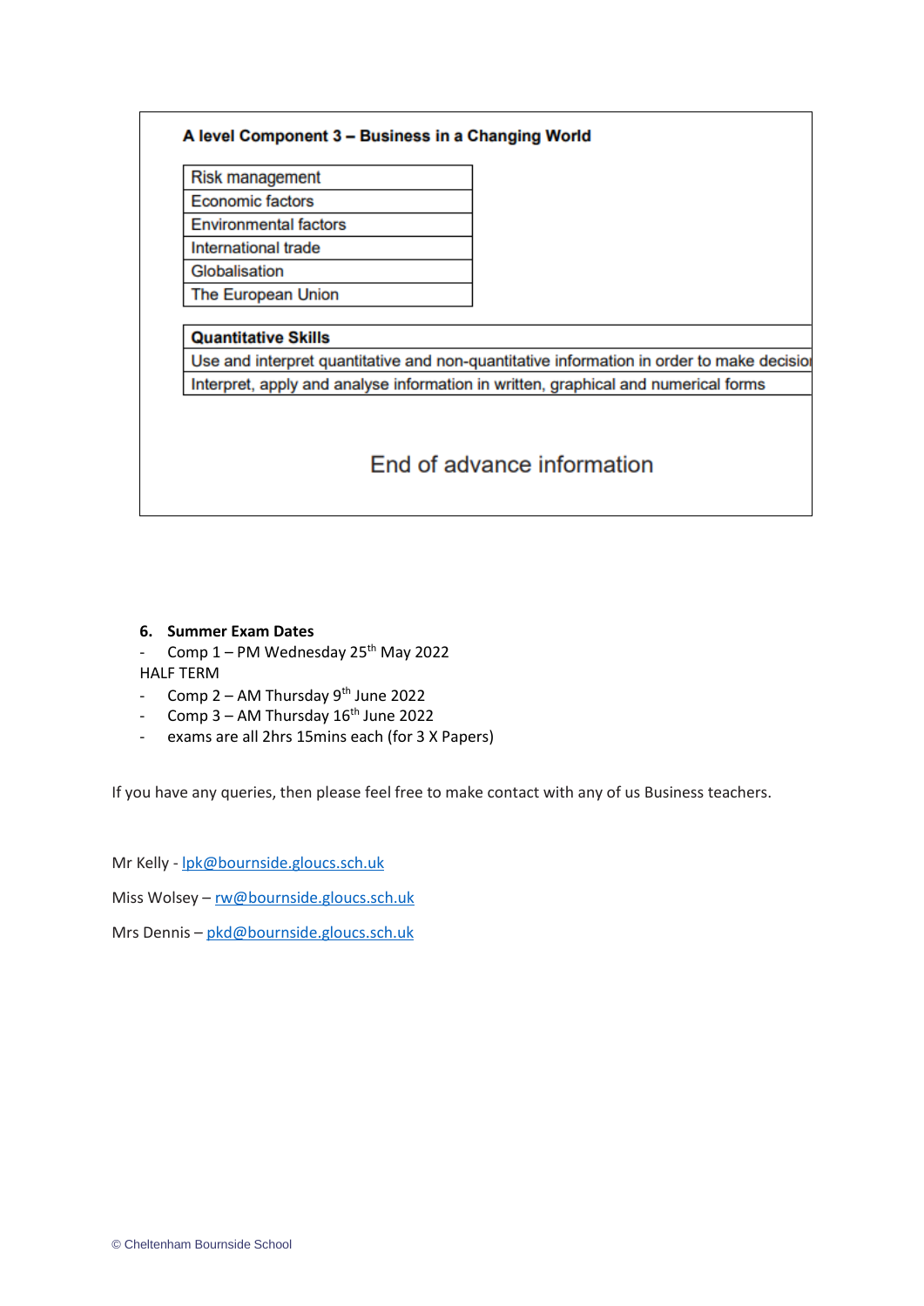**A level Component 3 – Business in a Changing World**

| |
|---|
| Risk management |
| Economic factors |
| Environmental factors |
| International trade |
| Globalisation |
| The European Union |

| Quantitative Skills |
|---|
| Use and interpret quantitative and non-quantitative information in order to make decisio |
| Interpret, apply and analyse information in written, graphical and numerical forms |

End of advance information

**6. Summer Exam Dates**

- Comp 1 – PM Wednesday 25th May 2022

HALF TERM

- Comp 2 – AM Thursday 9th June 2022
- Comp 3 – AM Thursday 16th June 2022
- exams are all 2hrs 15mins each (for 3 X Papers)

If you have any queries, then please feel free to make contact with any of us Business teachers.

Mr Kelly - lpk@bournside.gloucs.sch.uk

Miss Wolsey – rw@bournside.gloucs.sch.uk

Mrs Dennis – pkd@bournside.gloucs.sch.uk